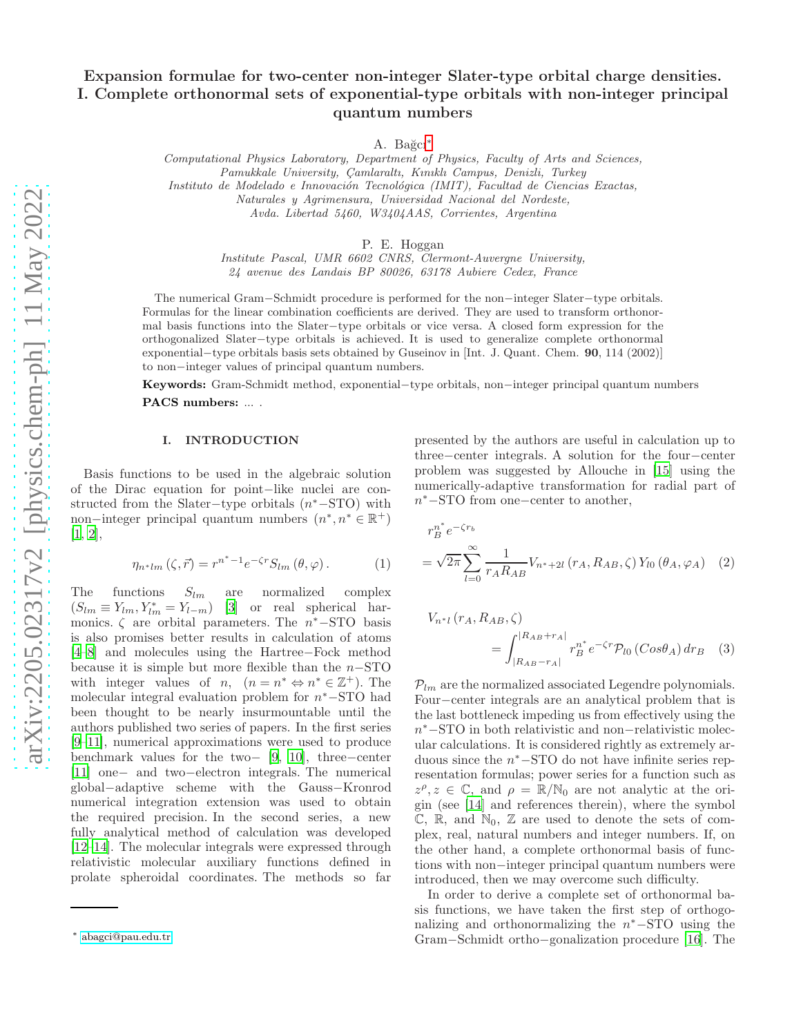# Expansion formulae for two-center non-integer Slater-type orbital charge densities. I. Complete orthonormal sets of exponential-type orbitals with non-integer principal quantum numbers

A. Bağcı[*]

*Computational Physics Laboratory, Department of Physics, Faculty of Arts and Sciences, Pamukkale University, Çamlaraltı, Kınıklı Campus, Denizli, Turkey*
*Instituto de Modelado e Innovación Tecnológica (IMIT), Facultad de Ciencias Exactas, Naturales y Agrimensura, Universidad Nacional del Nordeste, Avda. Libertad 5460, W3404AAS, Corrientes, Argentina*

P. E. Hoggan

*Institute Pascal, UMR 6602 CNRS, Clermont-Auvergne University, 24 avenue des Landais BP 80026, 63178 Aubiere Cedex, France*

The numerical Gram−Schmidt procedure is performed for the non−integer Slater−type orbitals. Formulas for the linear combination coefficients are derived. They are used to transform orthonormal basis functions into the Slater−type orbitals or vice versa. A closed form expression for the orthogonalized Slater−type orbitals is achieved. It is used to generalize complete orthonormal exponential−type orbitals basis sets obtained by Guseinov in [Int. J. Quant. Chem. **90**, 114 (2002)] to non−integer values of principal quantum numbers.

**Keywords:** Gram-Schmidt method, exponential−type orbitals, non−integer principal quantum numbers

**PACS numbers:** ... .

## I. INTRODUCTION

Basis functions to be used in the algebraic solution of the Dirac equation for point−like nuclei are constructed from the Slater−type orbitals ($n^*$−STO) with non−integer principal quantum numbers ($n^*, n^* \in \mathbb{R}^+$) [1, 2],

$$\eta_{n^*lm}\left(\zeta, \vec{r}\right) = r^{n^*-1} e^{-\zeta r} S_{lm}\left(\theta, \varphi\right). \tag{1}$$

The functions $S_{lm}$ are normalized complex ($S_{lm} \equiv Y_{lm}, Y_{lm}^* = Y_{l-m}$) [3] or real spherical harmonics. $\zeta$ are orbital parameters. The $n^*$−STO basis is also promises better results in calculation of atoms [4–8] and molecules using the Hartree−Fock method because it is simple but more flexible than the $n$−STO with integer values of $n$, $(n = n^* \Leftrightarrow n^* \in \mathbb{Z}^+)$. The molecular integral evaluation problem for $n^*$−STO had been thought to be nearly insurmountable until the authors published two series of papers. In the first series [9–11], numerical approximations were used to produce benchmark values for the two− [9, 10], three−center [11] one− and two−electron integrals. The numerical global−adaptive scheme with the Gauss−Kronrod numerical integration extension was used to obtain the required precision. In the second series, a new fully analytical method of calculation was developed [12–14]. The molecular integrals were expressed through relativistic molecular auxiliary functions defined in prolate spheroidal coordinates. The methods so far presented by the authors are useful in calculation up to three−center integrals. A solution for the four−center problem was suggested by Allouche in [15] using the numerically-adaptive transformation for radial part of $n^*$−STO from one−center to another,

$$r_B^{n^*} e^{-\zeta r_b} = \sqrt{2\pi} \sum_{l=0}^{\infty} \frac{1}{r_A R_{AB}} V_{n^*+2l}\left(r_A, R_{AB}, \zeta\right) Y_{l0}\left(\theta_A, \varphi_A\right) \tag{2}$$

$$V_{n^*l}\left(r_A, R_{AB}, \zeta\right) = \int_{|R_{AB}-r_A|}^{|R_{AB}+r_A|} r_B^{n^*} e^{-\zeta r} \mathcal{P}_{l0}\left(Cos\theta_A\right) dr_B \tag{3}$$

$\mathcal{P}_{lm}$ are the normalized associated Legendre polynomials. Four−center integrals are an analytical problem that is the last bottleneck impeding us from effectively using the $n^*$−STO in both relativistic and non−relativistic molecular calculations. It is considered rightly as extremely arduous since the $n^*$−STO do not have infinite series representation formulas; power series for a function such as $z^\rho, z \in \mathbb{C}$, and $\rho = \mathbb{R}/\mathbb{N}_0$ are not analytic at the origin (see [14] and references therein), where the symbol $\mathbb{C}$, $\mathbb{R}$, and $\mathbb{N}_0$, $\mathbb{Z}$ are used to denote the sets of complex, real, natural numbers and integer numbers. If, on the other hand, a complete orthonormal basis of functions with non−integer principal quantum numbers were introduced, then we may overcome such difficulty.

In order to derive a complete set of orthonormal basis functions, we have taken the first step of orthogonalizing and orthonormalizing the $n^*$−STO using the Gram−Schmidt ortho−gonalization procedure [16]. The

---

[*] abagci@pau.edu.tr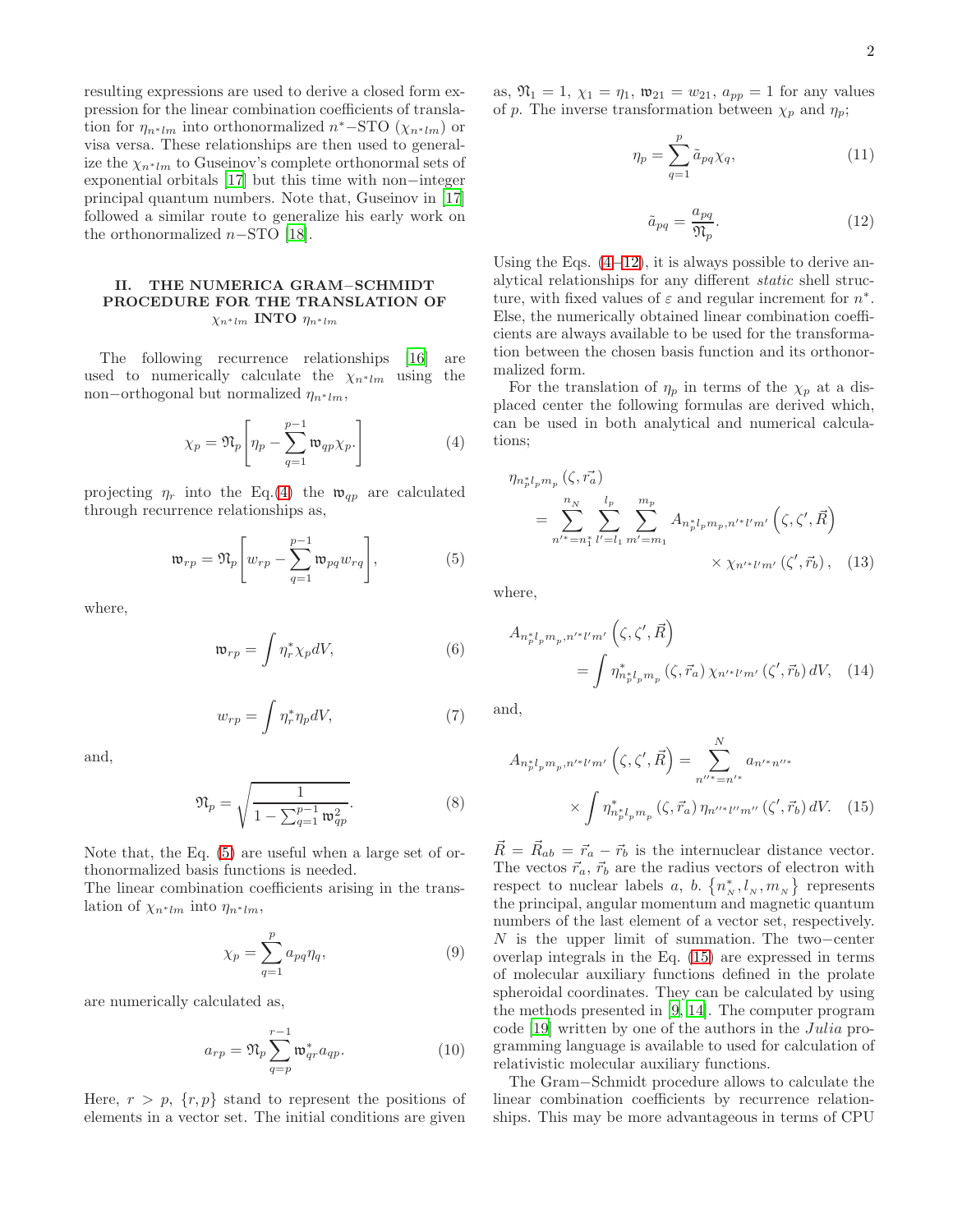resulting expressions are used to derive a closed form expression for the linear combination coefficients of translation for $\eta_{n^*lm}$ into orthonormalized $n^*-$STO ($\chi_{n^*lm}$) or visa versa. These relationships are then used to generalize the $\chi_{n^*lm}$ to Guseinov's complete orthonormal sets of exponential orbitals [17] but this time with non$-$integer principal quantum numbers. Note that, Guseinov in [17] followed a similar route to generalize his early work on the orthonormalized $n-$STO [18].

## II. THE NUMERICA GRAM$-$SCHMIDT PROCEDURE FOR THE TRANSLATION OF $\chi_{n^*lm}$ INTO $\eta_{n^*lm}$

The following recurrence relationships [16] are used to numerically calculate the $\chi_{n^*lm}$ using the non$-$orthogonal but normalized $\eta_{n^*lm}$,

$$\chi_p = \mathfrak{N}_p \left[ \eta_p - \sum_{q=1}^{p-1} \mathfrak{w}_{qp} \chi_p \cdot \right] \tag{4}$$

projecting $\eta_r$ into the Eq.(4) the $\mathfrak{w}_{qp}$ are calculated through recurrence relationships as,

$$\mathfrak{w}_{rp} = \mathfrak{N}_p \left[ w_{rp} - \sum_{q=1}^{p-1} \mathfrak{w}_{pq} w_{rq} \right], \tag{5}$$

where,

$$\mathfrak{w}_{rp} = \int \eta_r^* \chi_p dV, \tag{6}$$

$$w_{rp} = \int \eta_r^* \eta_p dV, \tag{7}$$

and,

$$\mathfrak{N}_p = \sqrt{\frac{1}{1 - \sum_{q=1}^{p-1} \mathfrak{w}_{qp}^2}}. \tag{8}$$

Note that, the Eq. (5) are useful when a large set of orthonormalized basis functions is needed.
The linear combination coefficients arising in the translation of $\chi_{n^*lm}$ into $\eta_{n^*lm}$,

$$\chi_p = \sum_{q=1}^{p} a_{pq} \eta_q, \tag{9}$$

are numerically calculated as,

$$a_{rp} = \mathfrak{N}_p \sum_{q=p}^{r-1} \mathfrak{w}_{qr}^* a_{qp}. \tag{10}$$

Here, $r > p$, $\{r, p\}$ stand to represent the positions of elements in a vector set. The initial conditions are given as, $\mathfrak{N}_1 = 1$, $\chi_1 = \eta_1$, $\mathfrak{w}_{21} = w_{21}$, $a_{pp} = 1$ for any values of $p$. The inverse transformation between $\chi_p$ and $\eta_p$;

$$\eta_p = \sum_{q=1}^{p} \tilde{a}_{pq} \chi_q, \tag{11}$$

$$\tilde{a}_{pq} = \frac{a_{pq}}{\mathfrak{N}_p}. \tag{12}$$

Using the Eqs. (4–12), it is always possible to derive analytical relationships for any different *static* shell structure, with fixed values of $\varepsilon$ and regular increment for $n^*$. Else, the numerically obtained linear combination coefficients are always available to be used for the transformation between the chosen basis function and its orthonormalized form.

For the translation of $\eta_p$ in terms of the $\chi_p$ at a displaced center the following formulas are derived which, can be used in both analytical and numerical calculations;

$$\eta_{n_p^* l_p m_p}(\zeta, \vec{r_a}) = \sum_{n'^*=n_1^*}^{n_N} \sum_{l'=l_1}^{l_p} \sum_{m'=m_1}^{m_p} A_{n_p^* l_p m_p, n'^* l' m'}\left(\zeta, \zeta', \vec{R}\right) \times \chi_{n'^* l' m'}(\zeta', \vec{r}_b), \tag{13}$$

where,

$$A_{n_p^* l_p m_p, n'^* l' m'}\left(\zeta, \zeta', \vec{R}\right) = \int \eta^*_{n_p^* l_p m_p}(\zeta, \vec{r}_a)\, \chi_{n'^* l' m'}(\zeta', \vec{r}_b)\, dV, \tag{14}$$

and,

$$A_{n_p^* l_p m_p, n'^* l' m'}\left(\zeta, \zeta', \vec{R}\right) = \sum_{n''^*=n'^*}^{N} a_{n'^* n''^*} \times \int \eta^*_{n_p^* l_p m_p}(\zeta, \vec{r}_a)\, \eta_{n''^* l'' m''}(\zeta', \vec{r}_b)\, dV. \tag{15}$$

$\vec{R} = \vec{R}_{ab} = \vec{r}_a - \vec{r}_b$ is the internuclear distance vector. The vectos $\vec{r}_a$, $\vec{r}_b$ are the radius vectors of electron with respect to nuclear labels $a$, $b$. $\left\{n_N^*, l_N, m_N\right\}$ represents the principal, angular momentum and magnetic quantum numbers of the last element of a vector set, respectively. $N$ is the upper limit of summation. The two$-$center overlap integrals in the Eq. (15) are expressed in terms of molecular auxiliary functions defined in the prolate spheroidal coordinates. They can be calculated by using the methods presented in [9, 14]. The computer program code [19] written by one of the authors in the *Julia* programming language is available to used for calculation of relativistic molecular auxiliary functions.

The Gram$-$Schmidt procedure allows to calculate the linear combination coefficients by recurrence relationships. This may be more advantageous in terms of CPU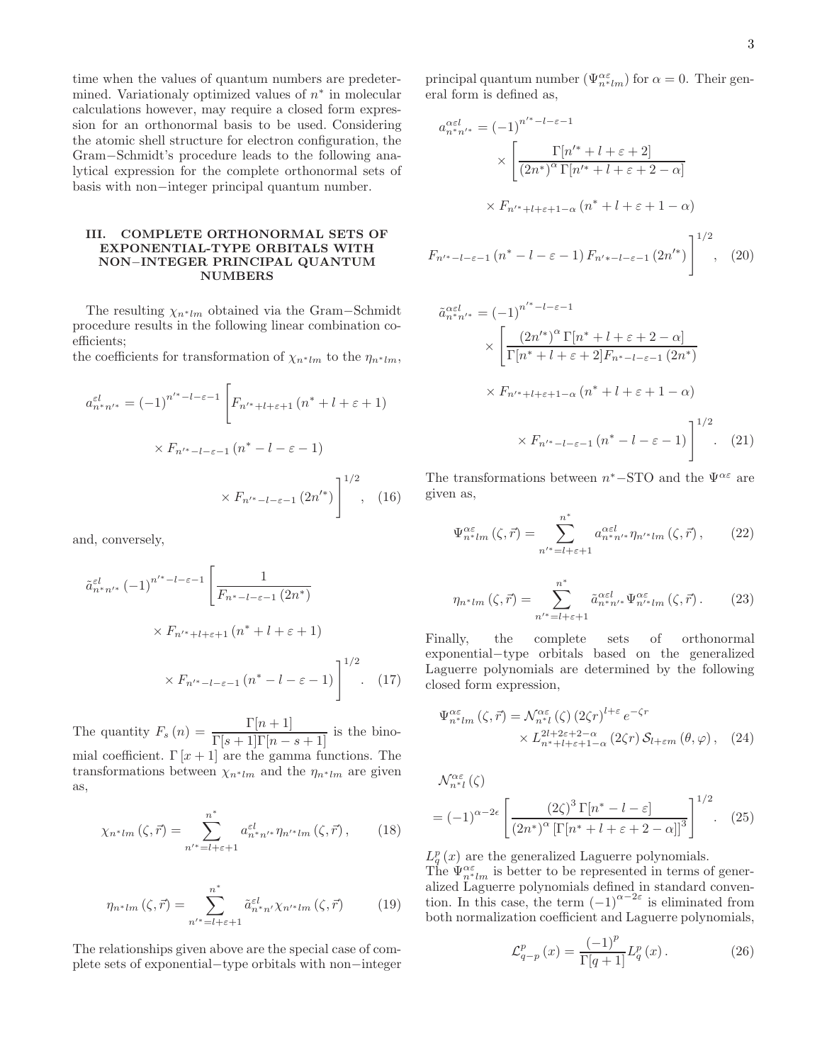time when the values of quantum numbers are predetermined. Variationaly optimized values of $n^*$ in molecular calculations however, may require a closed form expression for an orthonormal basis to be used. Considering the atomic shell structure for electron configuration, the Gram−Schmidt's procedure leads to the following analytical expression for the complete orthonormal sets of basis with non−integer principal quantum number.

## III. COMPLETE ORTHONORMAL SETS OF EXPONENTIAL-TYPE ORBITALS WITH NON−INTEGER PRINCIPAL QUANTUM NUMBERS

The resulting $\chi_{n^*lm}$ obtained via the Gram−Schmidt procedure results in the following linear combination coefficients;
the coefficients for transformation of $\chi_{n^*lm}$ to the $\eta_{n^*lm}$,

$$a^{\varepsilon l}_{n^*n'^*} = (-1)^{n'^*-l-\varepsilon-1}\left[F_{n'^*+l+\varepsilon+1}\left(n^*+l+\varepsilon+1\right)\times F_{n'^*-l-\varepsilon-1}\left(n^*-l-\varepsilon-1\right)\times F_{n'^*-l-\varepsilon-1}\left(2n'^*\right)\right]^{1/2}, \quad (16)$$

and, conversely,

$$\tilde{a}^{\varepsilon l}_{n^*n'^*}\left(-1\right)^{n'^*-l-\varepsilon-1}\left[\frac{1}{F_{n^*-l-\varepsilon-1}\left(2n^*\right)}\times F_{n'^*+l+\varepsilon+1}\left(n^*+l+\varepsilon+1\right)\times F_{n'^*-l-\varepsilon-1}\left(n^*-l-\varepsilon-1\right)\right]^{1/2}. \quad (17)$$

The quantity $F_s\left(n\right) = \dfrac{\Gamma[n+1]}{\Gamma[s+1]\Gamma[n-s+1]}$ is the binomial coefficient. $\Gamma\left[x+1\right]$ are the gamma functions. The transformations between $\chi_{n^*lm}$ and the $\eta_{n^*lm}$ are given as,

$$\chi_{n^*lm}\left(\zeta,\vec{r}\right) = \sum_{n'^*=l+\varepsilon+1}^{n^*} a^{\varepsilon l}_{n^*n'^*}\eta_{n'^*lm}\left(\zeta,\vec{r}\right), \quad (18)$$

$$\eta_{n^*lm}\left(\zeta,\vec{r}\right) = \sum_{n'^*=l+\varepsilon+1}^{n^*} \tilde{a}^{\varepsilon l}_{n^*n'}\chi_{n'^*lm}\left(\zeta,\vec{r}\right) \quad (19)$$

The relationships given above are the special case of complete sets of exponential−type orbitals with non−integer principal quantum number ($\Psi^{\alpha\varepsilon}_{n^*lm}$) for $\alpha = 0$. Their general form is defined as,

$$a^{\alpha\varepsilon l}_{n^*n'^*} = (-1)^{n'^*-l-\varepsilon-1}\times\left[\frac{\Gamma[n'^*+l+\varepsilon+2]}{\left(2n^*\right)^{\alpha}\Gamma[n'^*+l+\varepsilon+2-\alpha]}\times F_{n'^*+l+\varepsilon+1-\alpha}\left(n^*+l+\varepsilon+1-\alpha\right) F_{n'^*-l-\varepsilon-1}\left(n^*-l-\varepsilon-1\right)F_{n'^*-l-\varepsilon-1}\left(2n'^*\right)\right]^{1/2}, \quad (20)$$

$$\tilde{a}^{\alpha\varepsilon l}_{n^*n'^*} = (-1)^{n'^*-l-\varepsilon-1}\times\left[\frac{\left(2n'^*\right)^{\alpha}\Gamma[n^*+l+\varepsilon+2-\alpha]}{\Gamma[n^*+l+\varepsilon+2]F_{n^*-l-\varepsilon-1}\left(2n^*\right)}\times F_{n'^*+l+\varepsilon+1-\alpha}\left(n^*+l+\varepsilon+1-\alpha\right)\times F_{n'^*-l-\varepsilon-1}\left(n^*-l-\varepsilon-1\right)\right]^{1/2}. \quad (21)$$

The transformations between $n^*$−STO and the $\Psi^{\alpha\varepsilon}$ are given as,

$$\Psi^{\alpha\varepsilon}_{n^*lm}\left(\zeta,\vec{r}\right) = \sum_{n'^*=l+\varepsilon+1}^{n^*} a^{\alpha\varepsilon l}_{n^*n'^*}\eta_{n'^*lm}\left(\zeta,\vec{r}\right), \quad (22)$$

$$\eta_{n^*lm}\left(\zeta,\vec{r}\right) = \sum_{n'^*=l+\varepsilon+1}^{n^*} \tilde{a}^{\alpha\varepsilon l}_{n^*n'^*}\Psi^{\alpha\varepsilon}_{n'^*lm}\left(\zeta,\vec{r}\right). \quad (23)$$

Finally, the complete sets of orthonormal exponential−type orbitals based on the generalized Laguerre polynomials are determined by the following closed form expression,

$$\Psi^{\alpha\varepsilon}_{n^*lm}\left(\zeta,\vec{r}\right) = \mathcal{N}^{\alpha\varepsilon}_{n^*l}\left(\zeta\right)\left(2\zeta r\right)^{l+\varepsilon}e^{-\zeta r}\times L^{2l+2\varepsilon+2-\alpha}_{n^*+l+\varepsilon+1-\alpha}\left(2\zeta r\right)\mathcal{S}_{l+\varepsilon m}\left(\theta,\varphi\right), \quad (24)$$

$$\mathcal{N}^{\alpha\varepsilon}_{n^*l}\left(\zeta\right) = (-1)^{\alpha-2\epsilon}\left[\frac{\left(2\zeta\right)^3\Gamma[n^*-l-\varepsilon]}{\left(2n^*\right)^{\alpha}\left[\Gamma[n^*+l+\varepsilon+2-\alpha]\right]^3}\right]^{1/2}. \quad (25)$$

$L^p_q\left(x\right)$ are the generalized Laguerre polynomials.
The $\Psi^{\alpha\varepsilon}_{n^*lm}$ is better to be represented in terms of generalized Laguerre polynomials defined in standard convention. In this case, the term $\left(-1\right)^{\alpha-2\varepsilon}$ is eliminated from both normalization coefficient and Laguerre polynomials,

$$\mathcal{L}^p_{q-p}\left(x\right) = \frac{\left(-1\right)^p}{\Gamma[q+1]}L^p_q\left(x\right). \quad (26)$$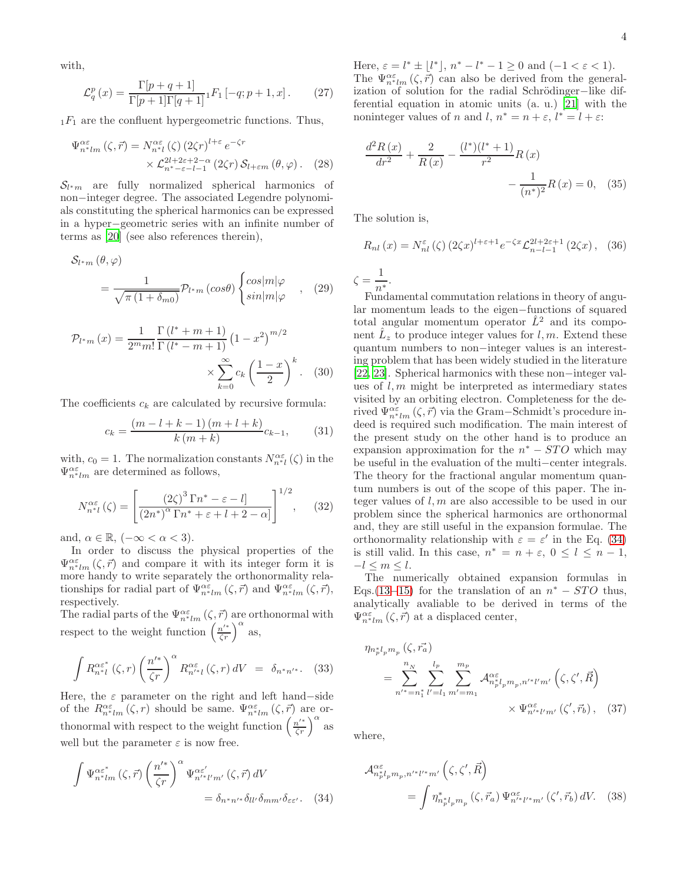with,

$$\mathcal{L}_q^p(x) = \frac{\Gamma[p+q+1]}{\Gamma[p+1]\Gamma[q+1]}\,{}_1F_1\left[-q; p+1, x\right]. \quad (27)$$

${}_1F_1$ are the confluent hypergeometric functions. Thus,

$$\Psi_{n^*lm}^{\alpha\varepsilon}(\zeta,\vec{r}) = N_{n^*l}^{\alpha\varepsilon}(\zeta)\,(2\zeta r)^{l+\varepsilon}\,e^{-\zeta r} \times \mathcal{L}_{n^*-\varepsilon-l-1}^{2l+2\varepsilon+2-\alpha}(2\zeta r)\,\mathcal{S}_{l+\varepsilon m}(\theta,\varphi). \quad (28)$$

$\mathcal{S}_{l^*m}$ are fully normalized spherical harmonics of non−integer degree. The associated Legendre polynomials constituting the spherical harmonics can be expressed in a hyper−geometric series with an infinite number of terms as [20] (see also references therein),

$$\mathcal{S}_{l^*m}(\theta,\varphi) = \frac{1}{\sqrt{\pi(1+\delta_{m0})}}\mathcal{P}_{l^*m}(cos\theta)\begin{cases} cos|m|\varphi \\ sin|m|\varphi \end{cases}, \quad (29)$$

$$\mathcal{P}_{l^*m}(x) = \frac{1}{2^m m!}\frac{\Gamma(l^*+m+1)}{\Gamma(l^*-m+1)}\left(1-x^2\right)^{m/2} \times \sum_{k=0}^{\infty} c_k\left(\frac{1-x}{2}\right)^k. \quad (30)$$

The coefficients $c_k$ are calculated by recursive formula:

$$c_k = \frac{(m-l+k-1)(m+l+k)}{k(m+k)}c_{k-1}, \quad (31)$$

with, $c_0 = 1$. The normalization constants $N_{n^*l}^{\alpha\varepsilon}(\zeta)$ in the $\Psi_{n^*lm}^{\alpha\varepsilon}$ are determined as follows,

$$N_{n^*l}^{\alpha\varepsilon}(\zeta) = \left[\frac{(2\zeta)^3\,\Gamma n^*-\varepsilon-l]}{(2n^*)^{\alpha}\,\Gamma n^*+\varepsilon+l+2-\alpha]}\right]^{1/2}, \quad (32)$$

and, $\alpha \in \mathbb{R}$, $(-\infty < \alpha < 3)$.

In order to discuss the physical properties of the $\Psi_{n^*lm}^{\alpha\varepsilon}(\zeta,\vec{r})$ and compare it with its integer form it is more handy to write separately the orthonormality relationships for radial part of $\Psi_{n^*lm}^{\alpha\varepsilon}(\zeta,\vec{r})$ and $\Psi_{n^*lm}^{\alpha\varepsilon}(\zeta,\vec{r})$, respectively.

The radial parts of the $\Psi_{n^*lm}^{\alpha\varepsilon}(\zeta,\vec{r})$ are orthonormal with respect to the weight function $\left(\frac{n'^*}{\zeta r}\right)^{\alpha}$ as,

$$\int R_{n^*l}^{\alpha\varepsilon^*}(\zeta,r)\left(\frac{n'^*}{\zeta r}\right)^{\alpha} R_{n'^*l}^{\alpha\varepsilon}(\zeta,r)\,dV = \delta_{n^*n'^*}. \quad (33)$$

Here, the $\varepsilon$ parameter on the right and left hand−side of the $R_{n^*lm}^{\alpha\varepsilon}(\zeta,r)$ should be same. $\Psi_{n^*lm}^{\alpha\varepsilon}(\zeta,\vec{r})$ are orthonormal with respect to the weight function $\left(\frac{n'^*}{\zeta r}\right)^{\alpha}$ as well but the parameter $\varepsilon$ is now free.

$$\int \Psi_{n^*lm}^{\alpha\varepsilon^*}(\zeta,\vec{r})\left(\frac{n'^*}{\zeta r}\right)^{\alpha}\Psi_{n'^*l'm'}^{\alpha\varepsilon'}(\zeta,\vec{r})\,dV = \delta_{n^*n'^*}\delta_{ll'}\delta_{mm'}\delta_{\varepsilon\varepsilon'}. \quad (34)$$

Here, $\varepsilon = l^* \pm \lfloor l^* \rfloor$, $n^* - l^* - 1 \geq 0$ and $(-1 < \varepsilon < 1)$. The $\Psi_{n^*lm}^{\alpha\varepsilon}(\zeta,\vec{r})$ can also be derived from the generalization of solution for the radial Schrödinger−like differential equation in atomic units (a. u.) [21] with the noninteger values of $n$ and $l$, $n^* = n+\varepsilon$, $l^* = l+\varepsilon$:

$$\frac{d^2R(x)}{dr^2} + \frac{2}{R(x)} - \frac{(l^*)(l^*+1)}{r^2}R(x) - \frac{1}{(n^*)^2}R(x) = 0, \quad (35)$$

The solution is,

$$R_{nl}(x) = N_{nl}^{\varepsilon}(\zeta)\,(2\zeta x)^{l+\varepsilon+1}e^{-\zeta x}\mathcal{L}_{n-l-1}^{2l+2\varepsilon+1}(2\zeta x), \quad (36)$$

$\zeta = \frac{1}{n^*}$.

Fundamental commutation relations in theory of angular momentum leads to the eigen−functions of squared total angular momentum operator $\hat{L}^2$ and its component $\hat{L}_z$ to produce integer values for $l, m$. Extend these quantum numbers to non−integer values is an interesting problem that has been widely studied in the literature [22, 23]. Spherical harmonics with these non−integer values of $l, m$ might be interpreted as intermediary states visited by an orbiting electron. Completeness for the derived $\Psi_{n^*lm}^{\alpha\varepsilon}(\zeta,\vec{r})$ via the Gram−Schmidt's procedure indeed is required such modification. The main interest of the present study on the other hand is to produce an expansion approximation for the $n^*-STO$ which may be useful in the evaluation of the multi−center integrals. The theory for the fractional angular momentum quantum numbers is out of the scope of this paper. The integer values of $l, m$ are also accessible to be used in our problem since the spherical harmonics are orthonormal and, they are still useful in the expansion formulae. The orthonormality relationship with $\varepsilon = \varepsilon'$ in the Eq. (34) is still valid. In this case, $n^* = n+\varepsilon$, $0 \leq l \leq n-1$, $-l \leq m \leq l$.

The numerically obtained expansion formulas in Eqs.(13–15) for the translation of an $n^*-STO$ thus, analytically avaliable to be derived in terms of the $\Psi_{n^*lm}^{\alpha\varepsilon}(\zeta,\vec{r})$ at a displaced center,

$$\eta_{n_p^*l_pm_p}(\zeta,\vec{r_a}) = \sum_{n'^*=n_1^*}^{n_N}\sum_{l'=l_1}^{l_p}\sum_{m'=m_1}^{m_p}\mathcal{A}_{n_p^*l_pm_p,n'^*l'm'}^{\alpha\varepsilon}\left(\zeta,\zeta',\vec{R}\right) \times \Psi_{n'^*l'm'}^{\alpha\varepsilon}(\zeta',\vec{r_b}), \quad (37)$$

where,

$$\mathcal{A}_{n_p^*l_pm_p,n'^*l'^*m'}^{\alpha\varepsilon}\left(\zeta,\zeta',\vec{R}\right) = \int \eta_{n_p^*l_pm_p}^*(\zeta,\vec{r_a})\,\Psi_{n'^*l'^*m'}^{\alpha\varepsilon}(\zeta',\vec{r_b})\,dV. \quad (38)$$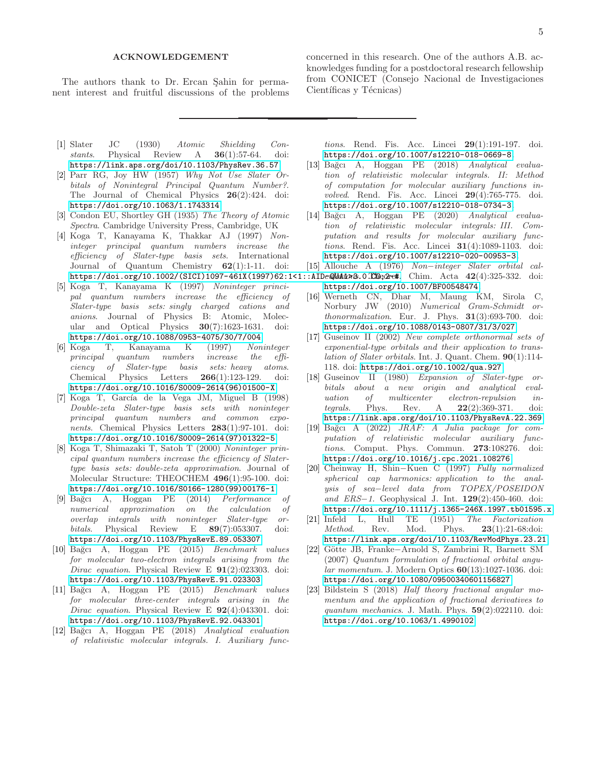## ACKNOWLEDGEMENT

The authors thank to Dr. Ercan Şahin for permanent interest and fruitful discussions of the problems concerned in this research. One of the authors A.B. acknowledges funding for a postdoctoral research fellowship from CONICET (Consejo Nacional de Investigaciones Científicas y Técnicas)

---

[1] Slater JC (1930) *Atomic Shielding Constants*. Physical Review A **36**(1):57-64. doi: https://link.aps.org/doi/10.1103/PhysRev.36.57

[2] Parr RG, Joy HW (1957) *Why Not Use Slater Orbitals of Nonintegral Principal Quantum Number?*. The Journal of Chemical Physics **26**(2):424. doi: https://doi.org/10.1063/1.1743314

[3] Condon EU, Shortley GH (1935) *The Theory of Atomic Spectra*. Cambridge University Press, Cambridge, UK

[4] Koga T, Kanayama K, Thakkar AJ (1997) *Noninteger principal quantum numbers increase the efficiency of Slater-type basis sets*. International Journal of Quantum Chemistry **62**(1):1-11. doi: https://doi.org/10.1002/(SICI)1097-461X(1997)62:1<1::AID-QUA1>3.0.CO;2-#

[5] Koga T, Kanayama K (1997) *Noninteger principal quantum numbers increase the efficiency of Slater-type basis sets: singly charged cations and anions*. Journal of Physics B: Atomic, Molecular and Optical Physics **30**(7):1623-1631. doi: https://doi.org/10.1088/0953-4075/30/7/004

[6] Koga T, Kanayama K (1997) *Noninteger principal quantum numbers increase the efficiency of Slater-type basis sets: heavy atoms*. Chemical Physics Letters **266**(1):123-129. doi: https://doi.org/10.1016/S0009-2614(96)01500-X

[7] Koga T, García de la Vega JM, Miguel B (1998) *Double-zeta Slater-type basis sets with noninteger principal quantum numbers and common exponents*. Chemical Physics Letters **283**(1):97-101. doi: https://doi.org/10.1016/S0009-2614(97)01322-5

[8] Koga T, Shimazaki T, Satoh T (2000) *Noninteger principal quantum numbers increase the efficiency of Slater-type basis sets: double-zeta approximation*. Journal of Molecular Structure: THEOCHEM **496**(1):95-100. doi: https://doi.org/10.1016/S0166-1280(99)00176-1

[9] Bağcı A, Hoggan PE (2014) *Performance of numerical approximation on the calculation of overlap integrals with noninteger Slater-type orbitals*. Physical Review E **89**(7):053307. doi: https://doi.org/10.1103/PhysRevE.89.053307

[10] Bağcı A, Hoggan PE (2015) *Benchmark values for molecular two-electron integrals arising from the Dirac equation*. Physical Review E **91**(2):023303. doi: https://doi.org/10.1103/PhysRevE.91.023303

[11] Bağcı A, Hoggan PE (2015) *Benchmark values for molecular three-center integrals arising in the Dirac equation*. Physical Review E **92**(4):043301. doi: https://doi.org/10.1103/PhysRevE.92.043301

[12] Bağcı A, Hoggan PE (2018) *Analytical evaluation of relativistic molecular integrals. I. Auxiliary functions*. Rend. Fis. Acc. Lincei **29**(1):191-197. doi: https://doi.org/10.1007/s12210-018-0669-8

[13] Bağcı A, Hoggan PE (2018) *Analytical evaluation of relativistic molecular integrals. II: Method of computation for molecular auxiliary functions involved*. Rend. Fis. Acc. Lincei **29**(4):765-775. doi: https://doi.org/10.1007/s12210-018-0734-3

[14] Bağcı A, Hoggan PE (2020) *Analytical evaluation of relativistic molecular integrals: III. Computation and results for molecular auxiliary functions*. Rend. Fis. Acc. Lincei **31**(4):1089-1103. doi: https://doi.org/10.1007/s12210-020-00953-3

[15] Allouche A (1976) *Non−integer Slater orbital calculations*. Theor. Chim. Acta **42**(4):325-332. doi: https://doi.org/10.1007/BF00548474

[16] Werneth CN, Dhar M, Maung KM, Sirola C, Norbury JW (2010) *Numerical Gram-Schmidt orthonormalization*. Eur. J. Phys. **31**(3):693-700. doi: https://doi.org/10.1088/0143-0807/31/3/027

[17] Guseinov II (2002) *New complete orthonormal sets of exponential-type orbitals and their application to translation of Slater orbitals*. Int. J. Quant. Chem. **90**(1):114-118. doi: https://doi.org/10.1002/qua.927

[18] Guseinov II (1980) *Expansion of Slater-type orbitals about a new origin and analytical evaluation of multicenter electron-repulsion integrals*. Phys. Rev. A **22**(2):369-371. doi: https://link.aps.org/doi/10.1103/PhysRevA.22.369

[19] Bağcı A (2022) *JRAF: A Julia package for computation of relativistic molecular auxiliary functions*. Comput. Phys. Commun. **273**:108276. doi: https://doi.org/10.1016/j.cpc.2021.108276

[20] Cheinway H, Shin−Kuen C (1997) *Fully normalized spherical cap harmonics: application to the analysis of sea−level data from TOPEX/POSEIDON and ERS−1*. Geophysical J. Int. **129**(2):450-460. doi: https://doi.org/10.1111/j.1365-246X.1997.tb01595.x

[21] Infeld L, Hull TE (1951) *The Factorization Method*. Rev. Mod. Phys. **23**(1):21-68:doi: https://link.aps.org/doi/10.1103/RevModPhys.23.21

[22] Götte JB, Franke−Arnold S, Zambrini R, Barnett SM (2007) *Quantum formulation of fractional orbital angular momentum*. J. Modern Optics **60**(13):1027-1036. doi: https://doi.org/10.1080/09500340601156827

[23] Bildstein S (2018) *Half theory fractional angular momentum and the application of fractional derivatives to quantum mechanics*. J. Math. Phys. **59**(2):022110. doi: https://doi.org/10.1063/1.4990102